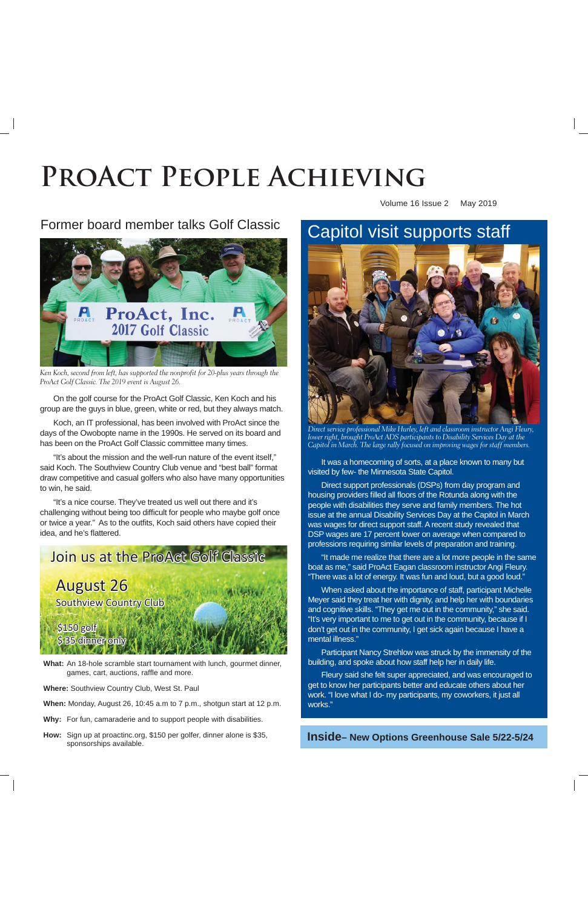# ProAct People Achieving

Volume 16 Issue 2 May 2019

## Former board member talks Golf Classic

*Ken Koch, second from left, has supported the nonprofit for 20-plus years through the ProAct Golf Classic. The 2019 event is August 26.*

On the golf course for the ProAct Golf Classic, Ken Koch and his group are the guys in blue, green, white or red, but they always match.

Koch, an IT professional, has been involved with ProAct since the days of the Owobopte name in the 1990s. He served on its board and has been on the ProAct Golf Classic committee many times.

"It's about the mission and the well-run nature of the event itself," said Koch. The Southview Country Club venue and "best ball" format draw competitive and casual golfers who also have many opportunities to win, he said.

"It's a nice course. They've treated us well out there and it's challenging without being too difficult for people who maybe golf once or twice a year." As to the outfits, Koch said others have copied their idea, and he's flattered.

### Join us at the ProAct Golf Classic

**August 26**
Southview Country Club

$150 golf
$ 35 dinner only

**What:** An 18-hole scramble start tournament with lunch, gourmet dinner, games, cart, auctions, raffle and more.

**Where:** Southview Country Club, West St. Paul

**When:** Monday, August 26, 10:45 a.m to 7 p.m., shotgun start at 12 p.m.

**Why:** For fun, camaraderie and to support people with disabilities.

**How:** Sign up at proactinc.org, $150 per golfer, dinner alone is $35, sponsorships available.

## Capitol visit supports staff

*Direct service professional Mike Hurley, left and classroom instructor Angi Fleury, lower right, brought ProAct ADS participants to Disability Services Day at the Capitol in March. The large rally focused on improving wages for staff members.*

It was a homecoming of sorts, at a place known to many but visited by few- the Minnesota State Capitol.

Direct support professionals (DSPs) from day program and housing providers filled all floors of the Rotunda along with the people with disabilities they serve and family members. The hot issue at the annual Disability Services Day at the Capitol in March was wages for direct support staff. A recent study revealed that DSP wages are 17 percent lower on average when compared to professions requiring similar levels of preparation and training.

"It made me realize that there are a lot more people in the same boat as me," said ProAct Eagan classroom instructor Angi Fleury. "There was a lot of energy. It was fun and loud, but a good loud."

When asked about the importance of staff, participant Michelle Meyer said they treat her with dignity, and help her with boundaries and cognitive skills. "They get me out in the community," she said. "It's very important to me to get out in the community, because if I don't get out in the community, I get sick again because I have a mental illness."

Participant Nancy Strehlow was struck by the immensity of the building, and spoke about how staff help her in daily life.

Fleury said she felt super appreciated, and was encouraged to get to know her participants better and educate others about her work. "I love what I do- my participants, my coworkers, it just all works."

**Inside– New Options Greenhouse Sale 5/22-5/24**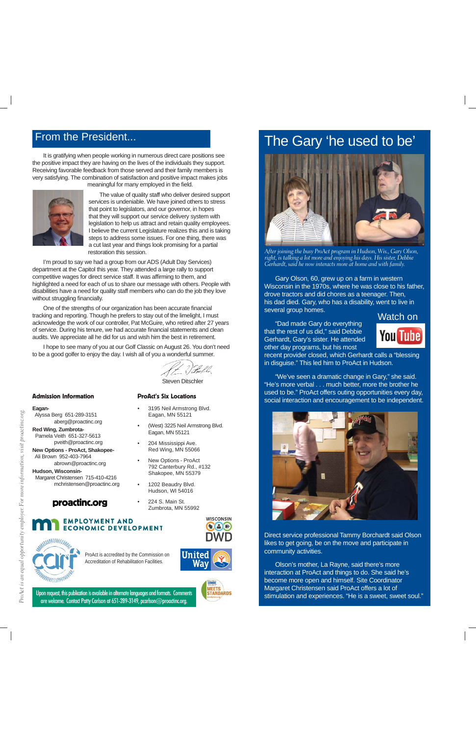## From the President...

It is gratifying when people working in numerous direct care positions see the positive impact they are having on the lives of the individuals they support. Receiving favorable feedback from those served and their family members is very satisfying. The combination of satisfaction and positive impact makes jobs meaningful for many employed in the field.

The value of quality staff who deliver desired support services is undeniable. We have joined others to stress that point to legislators, and our governor, in hopes that they will support our service delivery system with legislation to help us attract and retain quality employees. I believe the current Legislature realizes this and is taking steps to address some issues. For one thing, there was a cut last year and things look promising for a partial restoration this session.

I'm proud to say we had a group from our ADS (Adult Day Services) department at the Capitol this year. They attended a large rally to support competitive wages for direct service staff. It was affirming to them, and highlighted a need for each of us to share our message with others. People with disabilities have a need for quality staff members who can do the job they love without struggling financially.

One of the strengths of our organization has been accurate financial tracking and reporting. Though he prefers to stay out of the limelight, I must acknowledge the work of our controller, Pat McGuire, who retired after 27 years of service. During his tenure, we had accurate financial statements and clean audits. We appreciated all he did for us and wish him the best in retirement.

I hope to see many of you at our Golf Classic on August 26. You don't need to be a good golfer to enjoy the day. I wish all of you a wonderful summer.

Steven Ditschler

### Admission Information

**Eagan-**
Alyssa Berg 651-289-3151
aberg@proactinc.org

**Red Wing, Zumbrota-**
Pamela Veith 651-327-5613
pveith@proactinc.org

**New Options - ProAct, Shakopee-**
Ali Brown 952-403-7964
abrown@proactinc.org

**Hudson, Wisconsin-**
Margaret Christensen 715-410-4216
mchristensen@proactinc.org

**proactinc.org**

### ProAct's Six Locations

- 3195 Neil Armstrong Blvd. Eagan, MN 55121
- (West) 3225 Neil Armstrong Blvd. Eagan, MN 55121
- 204 Mississippi Ave. Red Wing, MN 55066
- New Options - ProAct 792 Canterbury Rd., #132 Shakopee, MN 55379
- 1202 Beaudry Blvd. Hudson, WI 54016
- 224 S. Main St. Zumbrota, MN 55992

EMPLOYMENT AND ECONOMIC DEVELOPMENT

WISCONSIN DWD

ProAct is accredited by the Commission on Accreditation of Rehabilitation Facilities.

United Way

MEETS STANDARDS

Upon request, this publication is available in alternate languages and formats. Comments are welcome. Contact Patty Carlson at 651-289-3149, pcarlson@proactinc.org.

*ProAct is an equal opportunity employer. For more information, visit proactinc.org.*

## The Gary 'he used to be'

*After joining the busy ProAct program in Hudson, Wis., Gary Olson, right, is talking a lot more and enjoying his days. His sister, Debbie Gerhardt, said he now interacts more at home and with family.*

Gary Olson, 60, grew up on a farm in western Wisconsin in the 1970s, where he was close to his father, drove tractors and did chores as a teenager. Then, his dad died. Gary, who has a disability, went to live in several group homes.

Watch on YouTube

"Dad made Gary do everything that the rest of us did," said Debbie Gerhardt, Gary's sister. He attended other day programs, but his most recent provider closed, which Gerhardt calls a "blessing in disguise." This led him to ProAct in Hudson.

"We've seen a dramatic change in Gary," she said. "He's more verbal . . . much better, more the brother he used to be." ProAct offers outing opportunities every day, social interaction and encouragement to be independent.

Direct service professional Tammy Borchardt said Olson likes to get going, be on the move and participate in community activities.

Olson's mother, La Rayne, said there's more interaction at ProAct and things to do. She said he's become more open and himself. Site Coordinator Margaret Christensen said ProAct offers a lot of stimulation and experiences. "He is a sweet, sweet soul."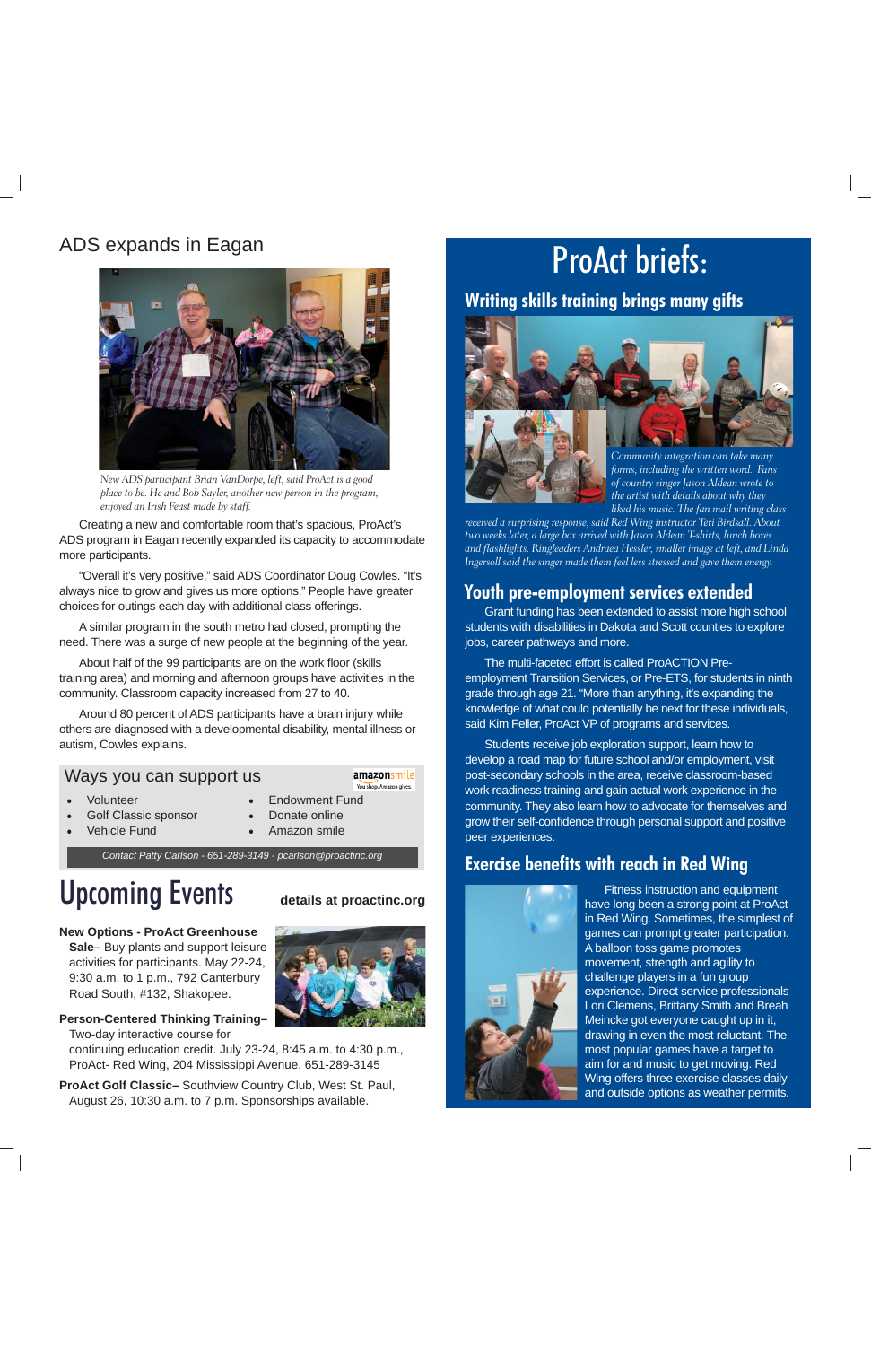## ADS expands in Eagan

*New ADS participant Brian VanDorpe, left, said ProAct is a good place to be. He and Bob Sayler, another new person in the program, enjoyed an Irish Feast made by staff.*

Creating a new and comfortable room that's spacious, ProAct's ADS program in Eagan recently expanded its capacity to accommodate more participants.

"Overall it's very positive," said ADS Coordinator Doug Cowles. "It's always nice to grow and gives us more options." People have greater choices for outings each day with additional class offerings.

A similar program in the south metro had closed, prompting the need. There was a surge of new people at the beginning of the year.

About half of the 99 participants are on the work floor (skills training area) and morning and afternoon groups have activities in the community. Classroom capacity increased from 27 to 40.

Around 80 percent of ADS participants have a brain injury while others are diagnosed with a developmental disability, mental illness or autism, Cowles explains.

### Ways you can support us

- Volunteer
- Golf Classic sponsor
- Vehicle Fund
- Endowment Fund
- Donate online
- Amazon smile

*Contact Patty Carlson - 651-289-3149 - pcarlson@proactinc.org*

## Upcoming Events

**details at proactinc.org**

**New Options - ProAct Greenhouse Sale–** Buy plants and support leisure activities for participants. May 22-24, 9:30 a.m. to 1 p.m., 792 Canterbury Road South, #132, Shakopee.

**Person-Centered Thinking Training–** Two-day interactive course for continuing education credit. July 23-24, 8:45 a.m. to 4:30 p.m., ProAct- Red Wing, 204 Mississippi Avenue. 651-289-3145

**ProAct Golf Classic–** Southview Country Club, West St. Paul, August 26, 10:30 a.m. to 7 p.m. Sponsorships available.

# ProAct briefs:

## Writing skills training brings many gifts

*Community integration can take many forms, including the written word. Fans of country singer Jason Aldean wrote to the artist with details about why they liked his music. The fan mail writing class received a surprising response, said Red Wing instructor Teri Birdsall. About two weeks later, a large box arrived with Jason Aldean T-shirts, lunch boxes and flashlights. Ringleaders Andraea Hessler, smaller image at left, and Linda Ingersoll said the singer made them feel less stressed and gave them energy.*

## Youth pre-employment services extended

Grant funding has been extended to assist more high school students with disabilities in Dakota and Scott counties to explore jobs, career pathways and more.

The multi-faceted effort is called ProACTION Pre-employment Transition Services, or Pre-ETS, for students in ninth grade through age 21. "More than anything, it's expanding the knowledge of what could potentially be next for these individuals, said Kim Feller, ProAct VP of programs and services.

Students receive job exploration support, learn how to develop a road map for future school and/or employment, visit post-secondary schools in the area, receive classroom-based work readiness training and gain actual work experience in the community. They also learn how to advocate for themselves and grow their self-confidence through personal support and positive peer experiences.

## Exercise benefits with reach in Red Wing

Fitness instruction and equipment have long been a strong point at ProAct in Red Wing. Sometimes, the simplest of games can prompt greater participation. A balloon toss game promotes movement, strength and agility to challenge players in a fun group experience. Direct service professionals Lori Clemens, Brittany Smith and Breah Meincke got everyone caught up in it, drawing in even the most reluctant. The most popular games have a target to aim for and music to get moving. Red Wing offers three exercise classes daily and outside options as weather permits.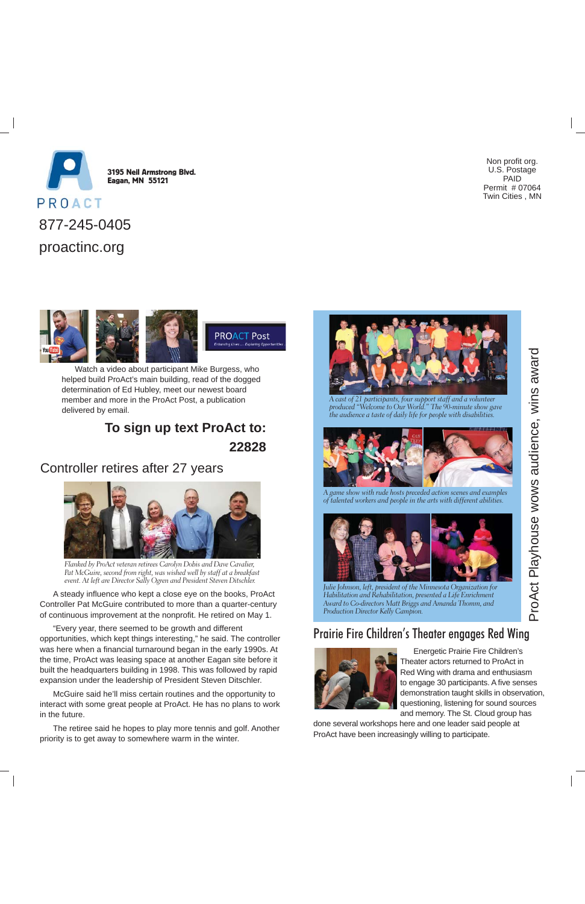3195 Neil Armstrong Blvd.
Eagan, MN 55121

PROACT

877-245-0405

proactinc.org

Non profit org.
U.S. Postage
PAID
Permit # 07064
Twin Cities , MN

Watch a video about participant Mike Burgess, who helped build ProAct's main building, read of the dogged determination of Ed Hubley, meet our newest board member and more in the ProAct Post, a publication delivered by email.

**To sign up text ProAct to: 22828**

## Controller retires after 27 years

*Flanked by ProAct veteran retirees Carolyn Dobis and Dave Cavalier, Pat McGuire, second from right, was wished well by staff at a breakfast event. At left are Director Sally Ogren and President Steven Ditschler.*

A steady influence who kept a close eye on the books, ProAct Controller Pat McGuire contributed to more than a quarter-century of continuous improvement at the nonprofit. He retired on May 1.

"Every year, there seemed to be growth and different opportunities, which kept things interesting," he said. The controller was here when a financial turnaround began in the early 1990s. At the time, ProAct was leasing space at another Eagan site before it built the headquarters building in 1998. This was followed by rapid expansion under the leadership of President Steven Ditschler.

McGuire said he'll miss certain routines and the opportunity to interact with some great people at ProAct. He has no plans to work in the future.

The retiree said he hopes to play more tennis and golf. Another priority is to get away to somewhere warm in the winter.

## ProAct Playhouse wows audience, wins award

*A cast of 21 participants, four support staff and a volunteer produced "Welcome to Our World." The 90-minute show gave the audience a taste of daily life for people with disabilities.*

*A game show with rude hosts preceded action scenes and examples of talented workers and people in the arts with different abilities.*

*Julie Johnson, left, president of the Minnesota Organization for Habilitation and Rehabilitation, presented a Life Enrichment Award to Co-directors Matt Briggs and Amanda Thomm, and Production Director Kelly Campion.*

## Prairie Fire Children's Theater engages Red Wing

Energetic Prairie Fire Children's Theater actors returned to ProAct in Red Wing with drama and enthusiasm to engage 30 participants. A five senses demonstration taught skills in observation, questioning, listening for sound sources and memory. The St. Cloud group has done several workshops here and one leader said people at ProAct have been increasingly willing to participate.